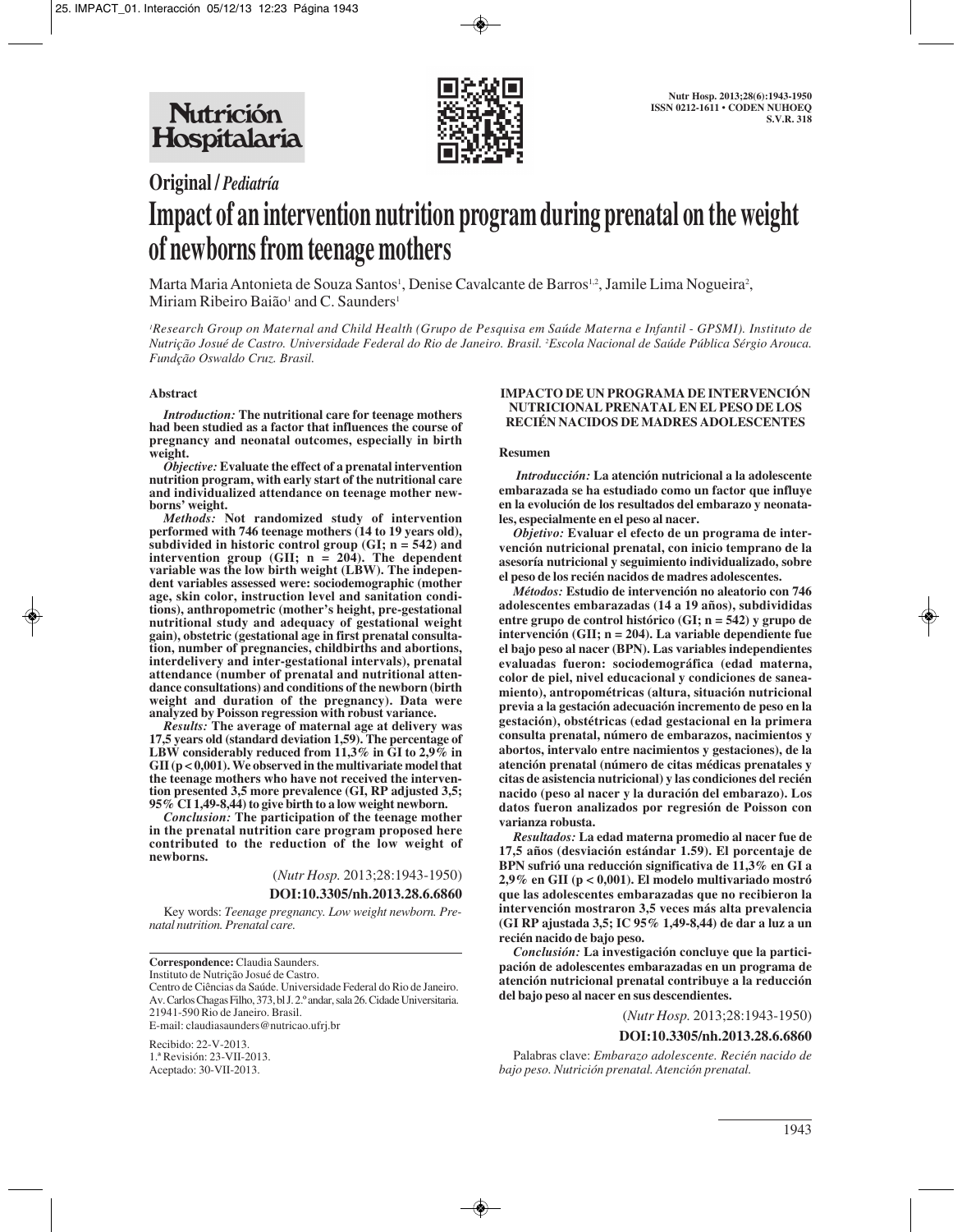**Original / *Pediatría***

# Impact of an intervention nutrition program during prenatal on the weight of newborns from teenage mothers

Marta Maria Antonieta de Souza Santos[1], Denise Cavalcante de Barros[1,2], Jamile Lima Nogueira[2], Miriam Ribeiro Baião[1] and C. Saunders[1]

*[1]Research Group on Maternal and Child Health (Grupo de Pesquisa em Saúde Materna e Infantil - GPSMI). Instituto de Nutrição Josué de Castro. Universidade Federal do Rio de Janeiro. Brasil. [2]Escola Nacional de Saúde Pública Sérgio Arouca. Fundção Oswaldo Cruz. Brasil.*

## Abstract

***Introduction:*** **The nutritional care for teenage mothers had been studied as a factor that influences the course of pregnancy and neonatal outcomes, especially in birth weight.**

***Objective:*** **Evaluate the effect of a prenatal intervention nutrition program, with early start of the nutritional care and individualized attendance on teenage mother newborns' weight.**

***Methods:*** **Not randomized study of intervention performed with 746 teenage mothers (14 to 19 years old), subdivided in historic control group (GI; n = 542) and intervention group (GII; n = 204). The dependent variable was the low birth weight (LBW). The independent variables assessed were: sociodemographic (mother age, skin color, instruction level and sanitation conditions), anthropometric (mother's height, pre-gestational nutritional study and adequacy of gestational weight gain), obstetric (gestational age in first prenatal consultation, number of pregnancies, childbirths and abortions, interdelivery and inter-gestational intervals), prenatal attendance (number of prenatal and nutritional attendance consultations) and conditions of the newborn (birth weight and duration of the pregnancy). Data were analyzed by Poisson regression with robust variance.**

***Results:*** **The average of maternal age at delivery was 17,5 years old (standard deviation 1,59). The percentage of LBW considerably reduced from 11,3% in GI to 2,9% in GII (p < 0,001). We observed in the multivariate model that the teenage mothers who have not received the intervention presented 3,5 more prevalence (GI, RP adjusted 3,5; 95% CI 1,49-8,44) to give birth to a low weight newborn.**

***Conclusion:*** **The participation of the teenage mother in the prenatal nutrition care program proposed here contributed to the reduction of the low weight of newborns.**

(*Nutr Hosp.* 2013;28:1943-1950)

**DOI:10.3305/nh.2013.28.6.6860**

Key words: *Teenage pregnancy. Low weight newborn. Prenatal nutrition. Prenatal care.*

**IMPACTO DE UN PROGRAMA DE INTERVENCIÓN NUTRICIONAL PRENATAL EN EL PESO DE LOS RECIÉN NACIDOS DE MADRES ADOLESCENTES**

## Resumen

***Introducción:*** **La atención nutricional a la adolescente embarazada se ha estudiado como un factor que influye en la evolución de los resultados del embarazo y neonatales, especialmente en el peso al nacer.**

***Objetivo:*** **Evaluar el efecto de un programa de intervención nutricional prenatal, con inicio temprano de la asesoría nutricional y seguimiento individualizado, sobre el peso de los recién nacidos de madres adolescentes.**

***Métodos:*** **Estudio de intervención no aleatorio con 746 adolescentes embarazadas (14 a 19 años), subdivididas entre grupo de control histórico (GI; n = 542) y grupo de intervención (GII; n = 204). La variable dependiente fue el bajo peso al nacer (BPN). Las variables independientes evaluadas fueron: sociodemográfica (edad materna, color de piel, nivel educacional y condiciones de saneamiento), antropométricas (altura, situación nutricional previa a la gestación adecuación incremento de peso en la gestación), obstétricas (edad gestacional en la primera consulta prenatal, número de embarazos, nacimientos y abortos, intervalo entre nacimientos y gestaciones), de la atención prenatal (número de citas médicas prenatales y citas de asistencia nutricional) y las condiciones del recién nacido (peso al nacer y la duración del embarazo). Los datos fueron analizados por regresión de Poisson con varianza robusta.**

***Resultados:*** **La edad materna promedio al nacer fue de 17,5 años (desviación estándar 1.59). El porcentaje de BPN sufrió una reducción significativa de 11,3% en GI a 2,9% en GII (p < 0,001). El modelo multivariado mostró que las adolescentes embarazadas que no recibieron la intervención mostraron 3,5 veces más alta prevalencia (GI RP ajustada 3,5; IC 95% 1,49-8,44) de dar a luz a un recién nacido de bajo peso.**

***Conclusión:*** **La investigación concluye que la participación de adolescentes embarazadas en un programa de atención nutricional prenatal contribuye a la reducción del bajo peso al nacer en sus descendientes.**

(*Nutr Hosp.* 2013;28:1943-1950)

**DOI:10.3305/nh.2013.28.6.6860**

Palabras clave: *Embarazo adolescente. Recién nacido de bajo peso. Nutrición prenatal. Atención prenatal.*

**Correspondence:** Claudia Saunders.
Instituto de Nutrição Josué de Castro.
Centro de Ciências da Saúde. Universidade Federal do Rio de Janeiro.
Av. Carlos Chagas Filho, 373, bl J. 2.º andar, sala 26. Cidade Universitaria.
21941-590 Rio de Janeiro. Brasil.
E-mail: claudiasaunders@nutricao.ufrj.br

Recibido: 22-V-2013.
1.ª Revisión: 23-VII-2013.
Aceptado: 30-VII-2013.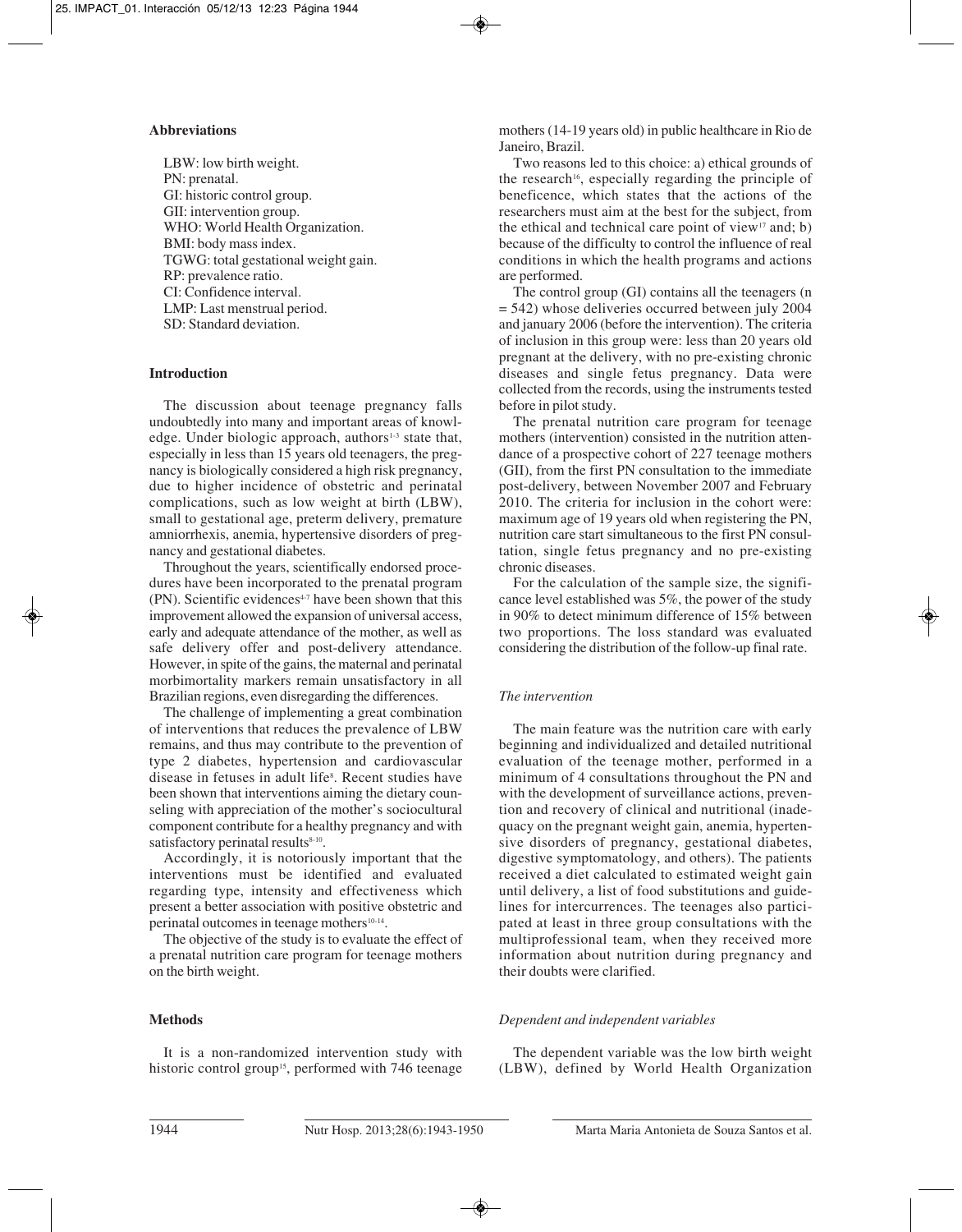### Abbreviations

LBW: low birth weight.
PN: prenatal.
GI: historic control group.
GII: intervention group.
WHO: World Health Organization.
BMI: body mass index.
TGWG: total gestational weight gain.
RP: prevalence ratio.
CI: Confidence interval.
LMP: Last menstrual period.
SD: Standard deviation.

## Introduction

The discussion about teenage pregnancy falls undoubtedly into many and important areas of knowledge. Under biologic approach, authors[1-3] state that, especially in less than 15 years old teenagers, the pregnancy is biologically considered a high risk pregnancy, due to higher incidence of obstetric and perinatal complications, such as low weight at birth (LBW), small to gestational age, preterm delivery, premature amniorrhexis, anemia, hypertensive disorders of pregnancy and gestational diabetes.

Throughout the years, scientifically endorsed procedures have been incorporated to the prenatal program (PN). Scientific evidences[4-7] have been shown that this improvement allowed the expansion of universal access, early and adequate attendance of the mother, as well as safe delivery offer and post-delivery attendance. However, in spite of the gains, the maternal and perinatal morbimortality markers remain unsatisfactory in all Brazilian regions, even disregarding the differences.

The challenge of implementing a great combination of interventions that reduces the prevalence of LBW remains, and thus may contribute to the prevention of type 2 diabetes, hypertension and cardiovascular disease in fetuses in adult life[8]. Recent studies have been shown that interventions aiming the dietary counseling with appreciation of the mother's sociocultural component contribute for a healthy pregnancy and with satisfactory perinatal results[8-10].

Accordingly, it is notoriously important that the interventions must be identified and evaluated regarding type, intensity and effectiveness which present a better association with positive obstetric and perinatal outcomes in teenage mothers[10-14].

The objective of the study is to evaluate the effect of a prenatal nutrition care program for teenage mothers on the birth weight.

## Methods

It is a non-randomized intervention study with historic control group[15], performed with 746 teenage mothers (14-19 years old) in public healthcare in Rio de Janeiro, Brazil.

Two reasons led to this choice: a) ethical grounds of the research[16], especially regarding the principle of beneficence, which states that the actions of the researchers must aim at the best for the subject, from the ethical and technical care point of view[17] and; b) because of the difficulty to control the influence of real conditions in which the health programs and actions are performed.

The control group (GI) contains all the teenagers (n = 542) whose deliveries occurred between july 2004 and january 2006 (before the intervention). The criteria of inclusion in this group were: less than 20 years old pregnant at the delivery, with no pre-existing chronic diseases and single fetus pregnancy. Data were collected from the records, using the instruments tested before in pilot study.

The prenatal nutrition care program for teenage mothers (intervention) consisted in the nutrition attendance of a prospective cohort of 227 teenage mothers (GII), from the first PN consultation to the immediate post-delivery, between November 2007 and February 2010. The criteria for inclusion in the cohort were: maximum age of 19 years old when registering the PN, nutrition care start simultaneous to the first PN consultation, single fetus pregnancy and no pre-existing chronic diseases.

For the calculation of the sample size, the significance level established was 5%, the power of the study in 90% to detect minimum difference of 15% between two proportions. The loss standard was evaluated considering the distribution of the follow-up final rate.

### *The intervention*

The main feature was the nutrition care with early beginning and individualized and detailed nutritional evaluation of the teenage mother, performed in a minimum of 4 consultations throughout the PN and with the development of surveillance actions, prevention and recovery of clinical and nutritional (inadequacy on the pregnant weight gain, anemia, hypertensive disorders of pregnancy, gestational diabetes, digestive symptomatology, and others). The patients received a diet calculated to estimated weight gain until delivery, a list of food substitutions and guidelines for intercurrences. The teenages also participated at least in three group consultations with the multiprofessional team, when they received more information about nutrition during pregnancy and their doubts were clarified.

### *Dependent and independent variables*

The dependent variable was the low birth weight (LBW), defined by World Health Organization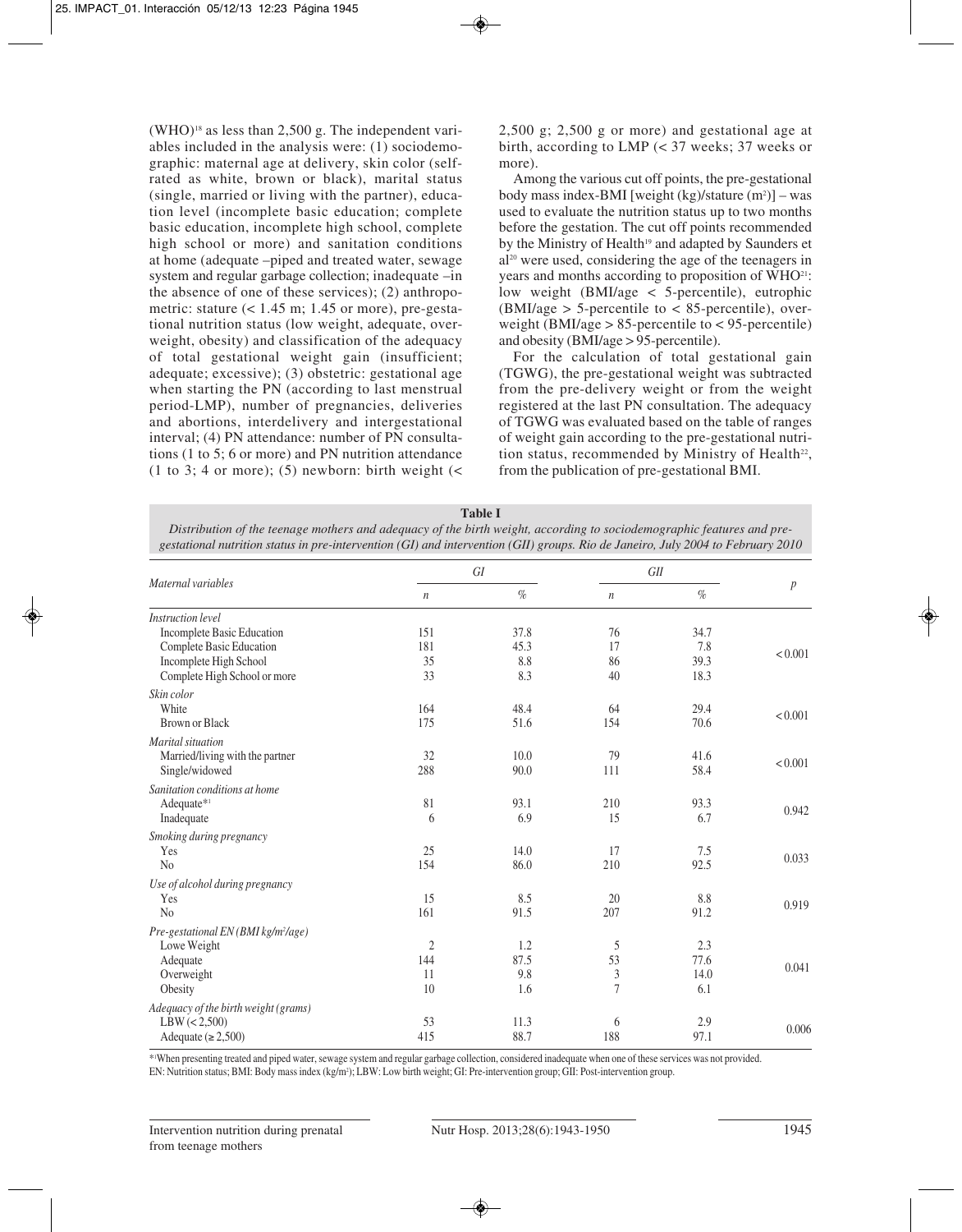(WHO)[18] as less than 2,500 g. The independent variables included in the analysis were: (1) sociodemographic: maternal age at delivery, skin color (self-rated as white, brown or black), marital status (single, married or living with the partner), education level (incomplete basic education; complete basic education, incomplete high school, complete high school or more) and sanitation conditions at home (adequate –piped and treated water, sewage system and regular garbage collection; inadequate –in the absence of one of these services); (2) anthropometric: stature (< 1.45 m; 1.45 or more), pre-gestational nutrition status (low weight, adequate, overweight, obesity) and classification of the adequacy of total gestational weight gain (insufficient; adequate; excessive); (3) obstetric: gestational age when starting the PN (according to last menstrual period-LMP), number of pregnancies, deliveries and abortions, interdelivery and intergestational interval; (4) PN attendance: number of PN consultations (1 to 5; 6 or more) and PN nutrition attendance (1 to 3; 4 or more); (5) newborn: birth weight (< 2,500 g; 2,500 g or more) and gestational age at birth, according to LMP (< 37 weeks; 37 weeks or more).

Among the various cut off points, the pre-gestational body mass index-BMI [weight (kg)/stature ($m^2$)] – was used to evaluate the nutrition status up to two months before the gestation. The cut off points recommended by the Ministry of Health[19] and adapted by Saunders et al[20] were used, considering the age of the teenagers in years and months according to proposition of WHO[21]: low weight (BMI/age < 5-percentile), eutrophic (BMI/age > 5-percentile to < 85-percentile), overweight (BMI/age > 85-percentile to < 95-percentile) and obesity (BMI/age > 95-percentile).

For the calculation of total gestational gain (TGWG), the pre-gestational weight was subtracted from the pre-delivery weight or from the weight registered at the last PN consultation. The adequacy of TGWG was evaluated based on the table of ranges of weight gain according to the pre-gestational nutrition status, recommended by Ministry of Health[22], from the publication of pre-gestational BMI.

**Table I**

*Distribution of the teenage mothers and adequacy of the birth weight, according to sociodemographic features and pre-gestational nutrition status in pre-intervention (GI) and intervention (GII) groups. Rio de Janeiro, July 2004 to February 2010*

| Maternal variables | GI | | GII | | p |
|---|---|---|---|---|---|
| | n | % | n | % | |
| *Instruction level* | | | | | |
| Incomplete Basic Education | 151 | 37.8 | 76 | 34.7 | < 0.001 |
| Complete Basic Education | 181 | 45.3 | 17 | 7.8 | |
| Incomplete High School | 35 | 8.8 | 86 | 39.3 | |
| Complete High School or more | 33 | 8.3 | 40 | 18.3 | |
| *Skin color* | | | | | |
| White | 164 | 48.4 | 64 | 29.4 | < 0.001 |
| Brown or Black | 175 | 51.6 | 154 | 70.6 | |
| *Marital situation* | | | | | |
| Married/living with the partner | 32 | 10.0 | 79 | 41.6 | < 0.001 |
| Single/widowed | 288 | 90.0 | 111 | 58.4 | |
| *Sanitation conditions at home* | | | | | |
| Adequate*[1] | 81 | 93.1 | 210 | 93.3 | 0.942 |
| Inadequate | 6 | 6.9 | 15 | 6.7 | |
| *Smoking during pregnancy* | | | | | |
| Yes | 25 | 14.0 | 17 | 7.5 | 0.033 |
| No | 154 | 86.0 | 210 | 92.5 | |
| *Use of alcohol during pregnancy* | | | | | |
| Yes | 15 | 8.5 | 20 | 8.8 | 0.919 |
| No | 161 | 91.5 | 207 | 91.2 | |
| *Pre-gestational EN (BMI kg/m²/age)* | | | | | |
| Lowe Weight | 2 | 1.2 | 5 | 2.3 | 0.041 |
| Adequate | 144 | 87.5 | 53 | 77.6 | |
| Overweight | 11 | 9.8 | 3 | 14.0 | |
| Obesity | 10 | 1.6 | 7 | 6.1 | |
| *Adequacy of the birth weight (grams)* | | | | | |
| LBW (< 2,500) | 53 | 11.3 | 6 | 2.9 | 0.006 |
| Adequate (≥ 2,500) | 415 | 88.7 | 188 | 97.1 | |

*[1]When presenting treated and piped water, sewage system and regular garbage collection, considered inadequate when one of these services was not provided.
EN: Nutrition status; BMI: Body mass index (kg/m²); LBW: Low birth weight; GI: Pre-intervention group; GII: Post-intervention group.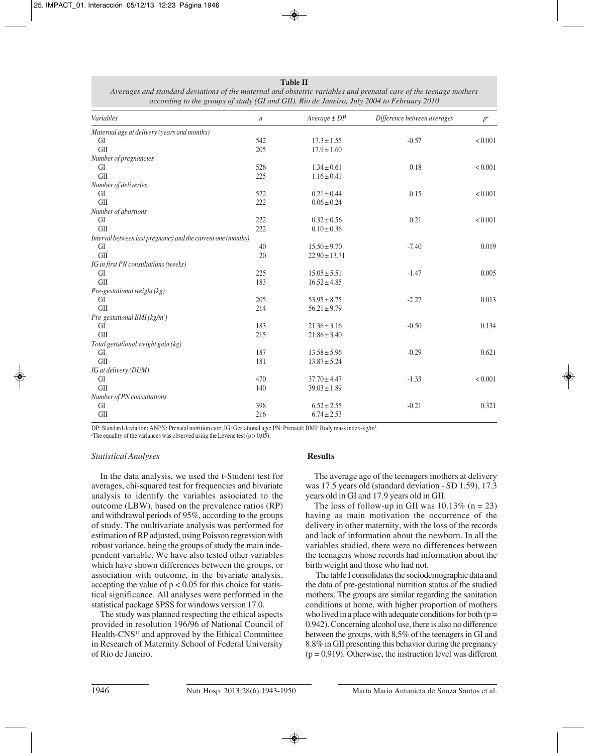**Table II**

*Averages and standard deviations of the maternal and obstetric variables and prenatal care of the teenage mothers according to the groups of study (GI and GII). Rio de Janeiro, July 2004 to February 2010*

| *Variables* | *n* | *Average ± DP* | *Difference between averages* | *p*[a] |
|---|---|---|---|---|
| *Maternal age at delivery (years and months)* | | | | |
| GI | 542 | 17.3 ± 1.55 | -0.57 | < 0.001 |
| GII | 205 | 17.9 ± 1.60 | | |
| *Number of pregnancies* | | | | |
| GI | 526 | 1.34 ± 0.61 | 0.18 | < 0.001 |
| GII | 225 | 1.16 ± 0.41 | | |
| *Number of deliveries* | | | | |
| GI | 522 | 0.21 ± 0.44 | 0.15 | < 0.001 |
| GII | 222 | 0.06 ± 0.24 | | |
| *Number of abortions* | | | | |
| GI | 222 | 0.32 ± 0.56 | 0.21 | < 0.001 |
| GII | 222 | 0.10 ± 0.36 | | |
| *Interval between last pregnancy and the current one (months)* | | | | |
| GI | 40 | 15.50 ± 9.70 | -7.40 | 0.019 |
| GII | 20 | 22.90 ± 13.71 | | |
| *IG in first PN consultations (weeks)* | | | | |
| GI | 225 | 15.05 ± 5.51 | -1.47 | 0.005 |
| GII | 183 | 16.52 ± 4.85 | | |
| *Pre-gestational weight (kg)* | | | | |
| GI | 205 | 53.95 ± 8.75 | -2.27 | 0.013 |
| GII | 214 | 56.21 ± 9.79 | | |
| *Pre-gestational BMI (kg/m²)* | | | | |
| GI | 183 | 21.36 ± 3.16 | -0.50 | 0.134 |
| GII | 215 | 21.86 ± 3.40 | | |
| *Total gestational weight gain (kg)* | | | | |
| GI | 187 | 13.58 ± 5.96 | -0.29 | 0.621 |
| GII | 181 | 13.87 ± 5.24 | | |
| *IG at delivery (DUM)* | | | | |
| GI | 470 | 37.70 ± 4.47 | -1.33 | < 0.001 |
| GII | 140 | 39.03 ± 1.89 | | |
| *Number of PN consultations* | | | | |
| GI | 398 | 6.52 ± 2.55 | -0.21 | 0.321 |
| GII | 216 | 6.74 ± 2.53 | | |

DP: Standard deviation; ANPN: Prenatal nutrition care; IG: Gestational age; PN: Prenatal; BMI: Body mass index-kg/m².
[a]The equality of the variances was observed using the Levene test ($p > 0,05$).

### *Statistical Analyses*

In the data analysis, we used the t-Student test for averages, chi-squared test for frequencies and bivariate analysis to identify the variables associated to the outcome (LBW), based on the prevalence ratios (RP) and withdrawal periods of 95%, according to the groups of study. The multivariate analysis was performed for estimation of RP adjusted, using Poisson regression with robust variance, being the groups of study the main independent variable. We have also tested other variables which have shown differences between the groups, or association with outcome, in the bivariate analysis, accepting the value of $p < 0.05$ for this choice for statistical significance. All analyses were performed in the statistical package SPSS for windows version 17.0.

The study was planned respecting the ethical aspects provided in resolution 196/96 of National Council of Health-CNS[17] and approved by the Ethical Committee in Research of Maternity School of Federal University of Rio de Janeiro.

## **Results**

The average age of the teenagers mothers at delivery was 17.5 years old (standard deviation - SD 1.59), 17.3 years old in GI and 17.9 years old in GII.

The loss of follow-up in GII was 10.13% (n = 23) having as main motivation the occurrence of the delivery in other maternity, with the loss of the records and lack of information about the newborn. In all the variables studied, there were no differences between the teenagers whose records had information about the birth weight and those who had not.

The table I consolidates the sociodemographic data and the data of pre-gestational nutrition status of the studied mothers. The groups are similar regarding the sanitation conditions at home, with higher proportion of mothers who lived in a place with adequate conditions for both ($p = 0.942$). Concerning alcohol use, there is also no difference between the groups, with 8,5% of the teenagers in GI and 8.8% in GII presenting this behavior during the pregnancy ($p = 0.919$). Otherwise, the instruction level was different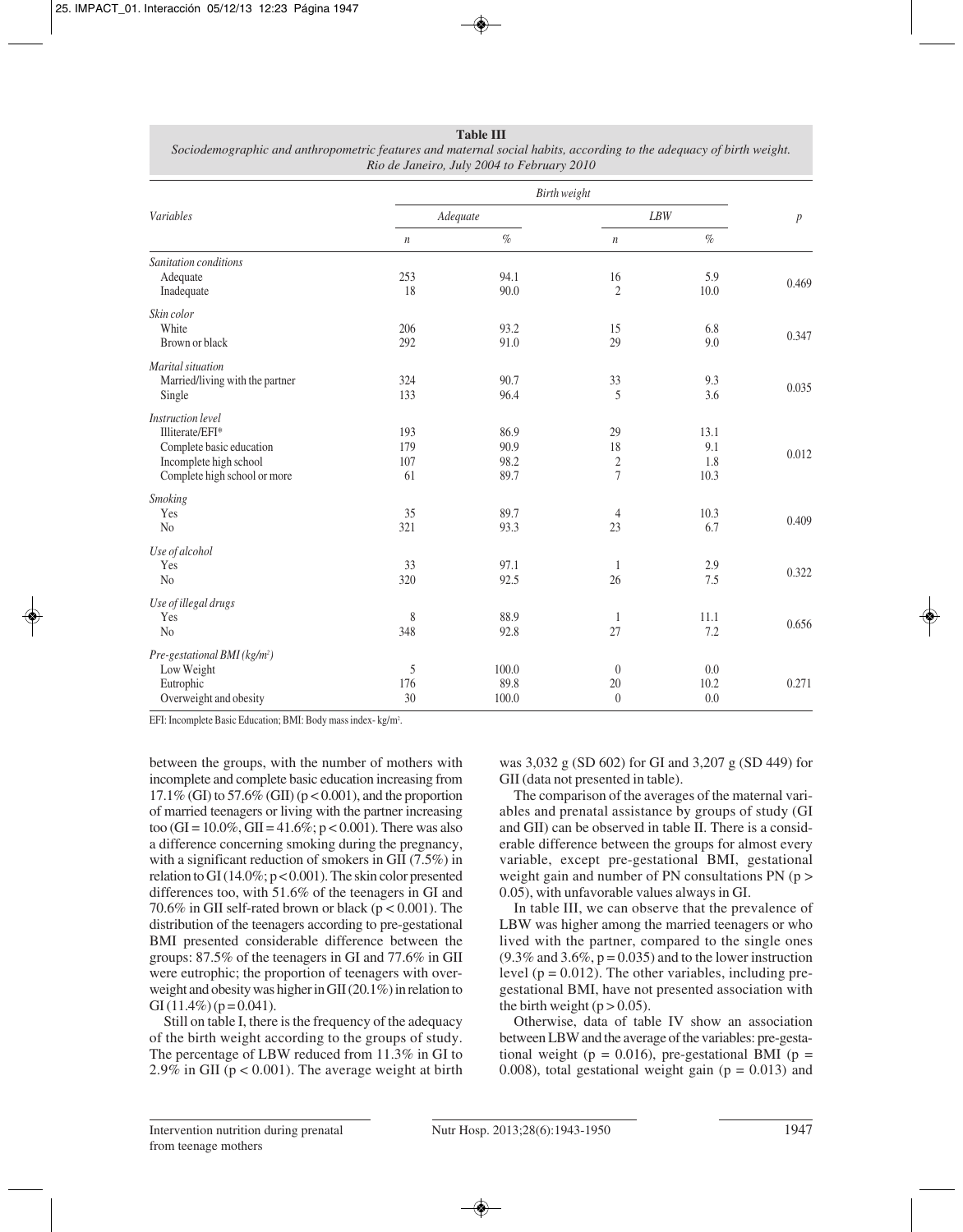**Table III**
*Sociodemographic and anthropometric features and maternal social habits, according to the adequacy of birth weight. Rio de Janeiro, July 2004 to February 2010*

| Variables | Birth weight | | | | *p* |
|---|---|---|---|---|---|
| | Adequate | | LBW | | |
| | *n* | % | *n* | % | |
| *Sanitation conditions* | | | | | |
| Adequate | 253 | 94.1 | 16 | 5.9 | 0.469 |
| Inadequate | 18 | 90.0 | 2 | 10.0 | |
| *Skin color* | | | | | |
| White | 206 | 93.2 | 15 | 6.8 | 0.347 |
| Brown or black | 292 | 91.0 | 29 | 9.0 | |
| *Marital situation* | | | | | |
| Married/living with the partner | 324 | 90.7 | 33 | 9.3 | 0.035 |
| Single | 133 | 96.4 | 5 | 3.6 | |
| *Instruction level* | | | | | |
| Illiterate/EFI* | 193 | 86.9 | 29 | 13.1 | 0.012 |
| Complete basic education | 179 | 90.9 | 18 | 9.1 | |
| Incomplete high school | 107 | 98.2 | 2 | 1.8 | |
| Complete high school or more | 61 | 89.7 | 7 | 10.3 | |
| *Smoking* | | | | | |
| Yes | 35 | 89.7 | 4 | 10.3 | 0.409 |
| No | 321 | 93.3 | 23 | 6.7 | |
| *Use of alcohol* | | | | | |
| Yes | 33 | 97.1 | 1 | 2.9 | 0.322 |
| No | 320 | 92.5 | 26 | 7.5 | |
| *Use of illegal drugs* | | | | | |
| Yes | 8 | 88.9 | 1 | 11.1 | 0.656 |
| No | 348 | 92.8 | 27 | 7.2 | |
| *Pre-gestational BMI (kg/m²)* | | | | | |
| Low Weight | 5 | 100.0 | 0 | 0.0 | 0.271 |
| Eutrophic | 176 | 89.8 | 20 | 10.2 | |
| Overweight and obesity | 30 | 100.0 | 0 | 0.0 | |

EFI: Incomplete Basic Education; BMI: Body mass index- kg/m².

between the groups, with the number of mothers with incomplete and complete basic education increasing from 17.1% (GI) to 57.6% (GII) ($p < 0.001$), and the proportion of married teenagers or living with the partner increasing too (GI = 10.0%, GII = 41.6%; $p < 0.001$). There was also a difference concerning smoking during the pregnancy, with a significant reduction of smokers in GII (7.5%) in relation to GI (14.0%; $p < 0.001$). The skin color presented differences too, with 51.6% of the teenagers in GI and 70.6% in GII self-rated brown or black ($p < 0.001$). The distribution of the teenagers according to pre-gestational BMI presented considerable difference between the groups: 87.5% of the teenagers in GI and 77.6% in GII were eutrophic; the proportion of teenagers with overweight and obesity was higher in GII (20.1%) in relation to GI (11.4%) ($p = 0.041$).

Still on table I, there is the frequency of the adequacy of the birth weight according to the groups of study. The percentage of LBW reduced from 11.3% in GI to 2.9% in GII ($p < 0.001$). The average weight at birth was 3,032 g (SD 602) for GI and 3,207 g (SD 449) for GII (data not presented in table).

The comparison of the averages of the maternal variables and prenatal assistance by groups of study (GI and GII) can be observed in table II. There is a considerable difference between the groups for almost every variable, except pre-gestational BMI, gestational weight gain and number of PN consultations PN ($p > 0.05$), with unfavorable values always in GI.

In table III, we can observe that the prevalence of LBW was higher among the married teenagers or who lived with the partner, compared to the single ones (9.3% and 3.6%, $p = 0.035$) and to the lower instruction level ($p = 0.012$). The other variables, including pre-gestational BMI, have not presented association with the birth weight ($p > 0.05$).

Otherwise, data of table IV show an association between LBW and the average of the variables: pre-gestational weight ($p = 0.016$), pre-gestational BMI ($p = 0.008$), total gestational weight gain ($p = 0.013$) and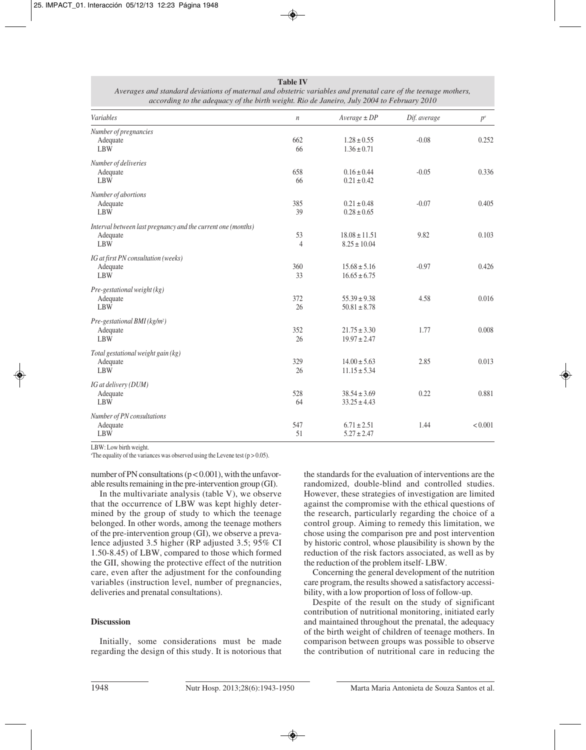**Table IV**

*Averages and standard deviations of maternal and obstetric variables and prenatal care of the teenage mothers, according to the adequacy of the birth weight. Rio de Janeiro, July 2004 to February 2010*

| *Variables* | *n* | *Average ± DP* | *Dif. average* | *p*[a] |
|---|---|---|---|---|
| *Number of pregnancies* | | | | |
| Adequate | 662 | 1.28 ± 0.55 | -0.08 | 0.252 |
| LBW | 66 | 1.36 ± 0.71 | | |
| *Number of deliveries* | | | | |
| Adequate | 658 | 0.16 ± 0.44 | -0.05 | 0.336 |
| LBW | 66 | 0.21 ± 0.42 | | |
| *Number of abortions* | | | | |
| Adequate | 385 | 0.21 ± 0.48 | -0.07 | 0.405 |
| LBW | 39 | 0.28 ± 0.65 | | |
| *Interval between last pregnancy and the current one (months)* | | | | |
| Adequate | 53 | 18.08 ± 11.51 | 9.82 | 0.103 |
| LBW | 4 | 8.25 ± 10.04 | | |
| *IG at first PN consultation (weeks)* | | | | |
| Adequate | 360 | 15.68 ± 5.16 | -0.97 | 0.426 |
| LBW | 33 | 16.65 ± 6.75 | | |
| *Pre-gestational weight (kg)* | | | | |
| Adequate | 372 | 55.39 ± 9.38 | 4.58 | 0.016 |
| LBW | 26 | 50.81 ± 8.78 | | |
| *Pre-gestational BMI (kg/m²)* | | | | |
| Adequate | 352 | 21.75 ± 3.30 | 1.77 | 0.008 |
| LBW | 26 | 19.97 ± 2.47 | | |
| *Total gestational weight gain (kg)* | | | | |
| Adequate | 329 | 14.00 ± 5.63 | 2.85 | 0.013 |
| LBW | 26 | 11.15 ± 5.34 | | |
| *IG at delivery (DUM)* | | | | |
| Adequate | 528 | 38.54 ± 3.69 | 0.22 | 0.881 |
| LBW | 64 | 33.25 ± 4.43 | | |
| *Number of PN consultations* | | | | |
| Adequate | 547 | 6.71 ± 2.51 | 1.44 | < 0.001 |
| LBW | 51 | 5.27 ± 2.47 | | |

LBW: Low birth weight.
[a]The equality of the variances was observed using the Levene test (p > 0.05).

number of PN consultations (p < 0.001), with the unfavorable results remaining in the pre-intervention group (GI).

In the multivariate analysis (table V), we observe that the occurrence of LBW was kept highly determined by the group of study to which the teenage belonged. In other words, among the teenage mothers of the pre-intervention group (GI), we observe a prevalence adjusted 3.5 higher (RP adjusted 3.5; 95% CI 1.50-8.45) of LBW, compared to those which formed the GII, showing the protective effect of the nutrition care, even after the adjustment for the confounding variables (instruction level, number of pregnancies, deliveries and prenatal consultations).

## Discussion

Initially, some considerations must be made regarding the design of this study. It is notorious that the standards for the evaluation of interventions are the randomized, double-blind and controlled studies. However, these strategies of investigation are limited against the compromise with the ethical questions of the research, particularly regarding the choice of a control group. Aiming to remedy this limitation, we chose using the comparison pre and post intervention by historic control, whose plausibility is shown by the reduction of the risk factors associated, as well as by the reduction of the problem itself- LBW.

Concerning the general development of the nutrition care program, the results showed a satisfactory accessibility, with a low proportion of loss of follow-up.

Despite of the result on the study of significant contribution of nutritional monitoring, initiated early and maintained throughout the prenatal, the adequacy of the birth weight of children of teenage mothers. In comparison between groups was possible to observe the contribution of nutritional care in reducing the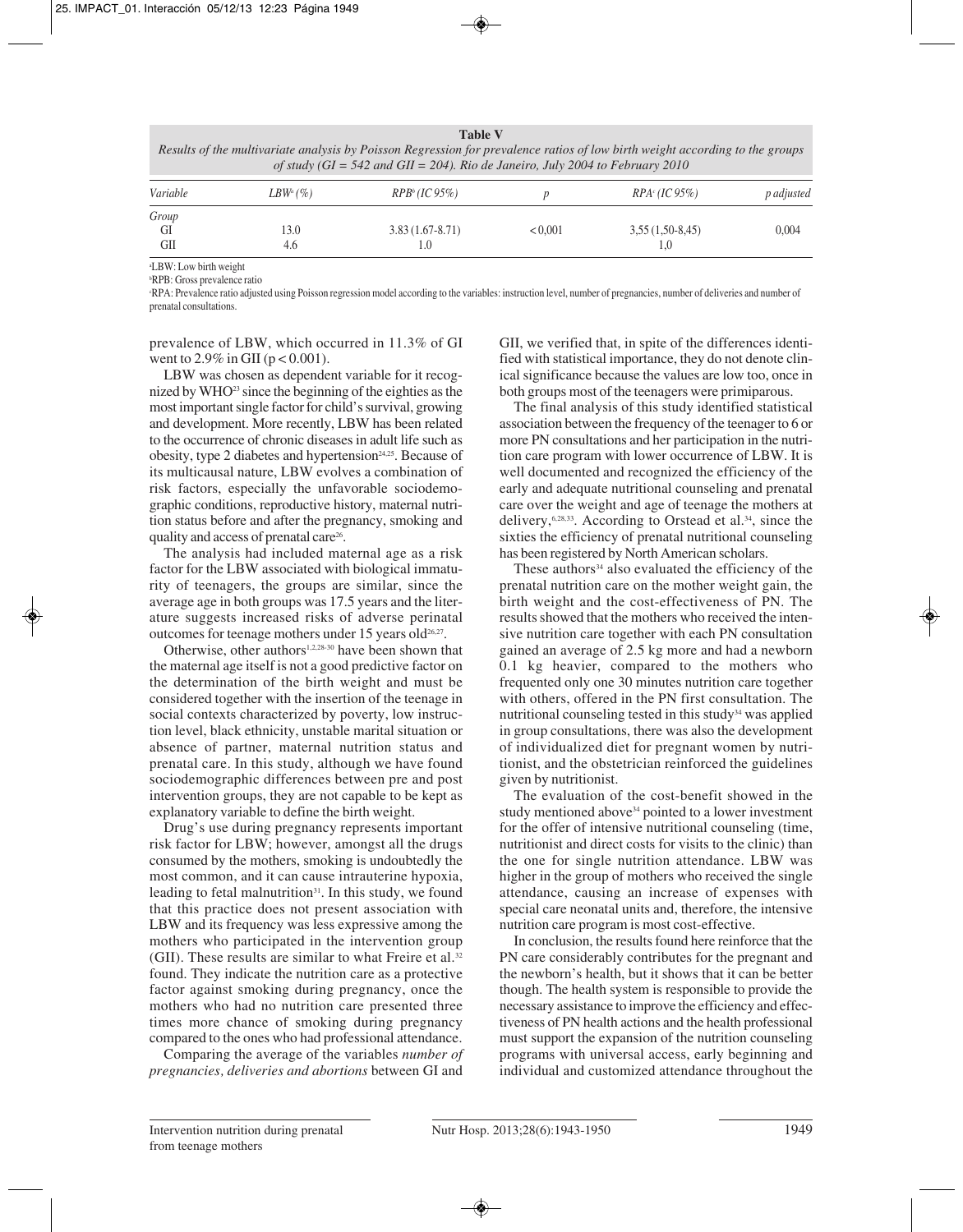**Table V**
*Results of the multivariate analysis by Poisson Regression for prevalence ratios of low birth weight according to the groups of study (GI = 542 and GII = 204). Rio de Janeiro, July 2004 to February 2010*

| Variable | LBW[a] (%) | RPB[b] (IC 95%) | p | RPA[c] (IC 95%) | p adjusted |
|---|---|---|---|---|---|
| Group | | | | | |
| GI | 13.0 | 3.83 (1.67-8.71) | < 0,001 | 3,55 (1,50-8,45) | 0,004 |
| GII | 4.6 | 1.0 | | 1,0 | |

[a]LBW: Low birth weight
[b]RPB: Gross prevalence ratio
[c]RPA: Prevalence ratio adjusted using Poisson regression model according to the variables: instruction level, number of pregnancies, number of deliveries and number of prenatal consultations.

prevalence of LBW, which occurred in 11.3% of GI went to 2.9% in GII ($p < 0.001$).

LBW was chosen as dependent variable for it recognized by WHO[23] since the beginning of the eighties as the most important single factor for child's survival, growing and development. More recently, LBW has been related to the occurrence of chronic diseases in adult life such as obesity, type 2 diabetes and hypertension[24,25]. Because of its multicausal nature, LBW evolves a combination of risk factors, especially the unfavorable sociodemographic conditions, reproductive history, maternal nutrition status before and after the pregnancy, smoking and quality and access of prenatal care[26].

The analysis had included maternal age as a risk factor for the LBW associated with biological immaturity of teenagers, the groups are similar, since the average age in both groups was 17.5 years and the literature suggests increased risks of adverse perinatal outcomes for teenage mothers under 15 years old[26,27].

Otherwise, other authors[1,2,28-30] have been shown that the maternal age itself is not a good predictive factor on the determination of the birth weight and must be considered together with the insertion of the teenage in social contexts characterized by poverty, low instruction level, black ethnicity, unstable marital situation or absence of partner, maternal nutrition status and prenatal care. In this study, although we have found sociodemographic differences between pre and post intervention groups, they are not capable to be kept as explanatory variable to define the birth weight.

Drug's use during pregnancy represents important risk factor for LBW; however, amongst all the drugs consumed by the mothers, smoking is undoubtedly the most common, and it can cause intrauterine hypoxia, leading to fetal malnutrition[31]. In this study, we found that this practice does not present association with LBW and its frequency was less expressive among the mothers who participated in the intervention group (GII). These results are similar to what Freire et al.[32] found. They indicate the nutrition care as a protective factor against smoking during pregnancy, once the mothers who had no nutrition care presented three times more chance of smoking during pregnancy compared to the ones who had professional attendance.

Comparing the average of the variables *number of pregnancies, deliveries and abortions* between GI and GII, we verified that, in spite of the differences identified with statistical importance, they do not denote clinical significance because the values are low too, once in both groups most of the teenagers were primiparous.

The final analysis of this study identified statistical association between the frequency of the teenager to 6 or more PN consultations and her participation in the nutrition care program with lower occurrence of LBW. It is well documented and recognized the efficiency of the early and adequate nutritional counseling and prenatal care over the weight and age of teenage the mothers at delivery,[6,28,33]. According to Orstead et al.[34], since the sixties the efficiency of prenatal nutritional counseling has been registered by North American scholars.

These authors[34] also evaluated the efficiency of the prenatal nutrition care on the mother weight gain, the birth weight and the cost-effectiveness of PN. The results showed that the mothers who received the intensive nutrition care together with each PN consultation gained an average of 2.5 kg more and had a newborn 0.1 kg heavier, compared to the mothers who frequented only one 30 minutes nutrition care together with others, offered in the PN first consultation. The nutritional counseling tested in this study[34] was applied in group consultations, there was also the development of individualized diet for pregnant women by nutritionist, and the obstetrician reinforced the guidelines given by nutritionist.

The evaluation of the cost-benefit showed in the study mentioned above[34] pointed to a lower investment for the offer of intensive nutritional counseling (time, nutritionist and direct costs for visits to the clinic) than the one for single nutrition attendance. LBW was higher in the group of mothers who received the single attendance, causing an increase of expenses with special care neonatal units and, therefore, the intensive nutrition care program is most cost-effective.

In conclusion, the results found here reinforce that the PN care considerably contributes for the pregnant and the newborn's health, but it shows that it can be better though. The health system is responsible to provide the necessary assistance to improve the efficiency and effectiveness of PN health actions and the health professional must support the expansion of the nutrition counseling programs with universal access, early beginning and individual and customized attendance throughout the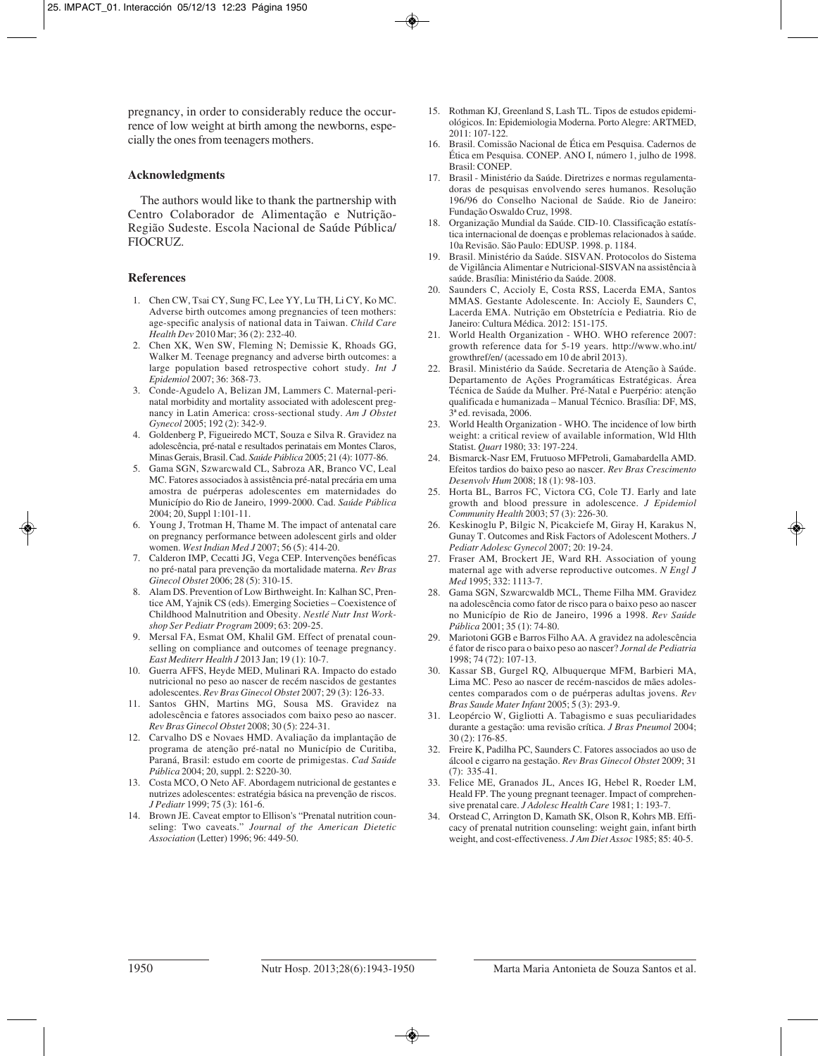pregnancy, in order to considerably reduce the occurrence of low weight at birth among the newborns, especially the ones from teenagers mothers.

## Acknowledgments

The authors would like to thank the partnership with Centro Colaborador de Alimentação e Nutrição-Região Sudeste. Escola Nacional de Saúde Pública/ FIOCRUZ.

## References

1. Chen CW, Tsai CY, Sung FC, Lee YY, Lu TH, Li CY, Ko MC. Adverse birth outcomes among pregnancies of teen mothers: age-specific analysis of national data in Taiwan. *Child Care Health Dev* 2010 Mar; 36 (2): 232-40.
2. Chen XK, Wen SW, Fleming N; Demissie K, Rhoads GG, Walker M. Teenage pregnancy and adverse birth outcomes: a large population based retrospective cohort study. *Int J Epidemiol* 2007; 36: 368-73.
3. Conde-Agudelo A, Belizan JM, Lammers C. Maternal-perinatal morbidity and mortality associated with adolescent pregnancy in Latin America: cross-sectional study. *Am J Obstet Gynecol* 2005; 192 (2): 342-9.
4. Goldenberg P, Figueiredo MCT, Souza e Silva R. Gravidez na adolescência, pré-natal e resultados perinatais em Montes Claros, Minas Gerais, Brasil. Cad. *Saúde Pública* 2005; 21 (4): 1077-86.
5. Gama SGN, Szwarcwald CL, Sabroza AR, Branco VC, Leal MC. Fatores associados à assistência pré-natal precária em uma amostra de puérperas adolescentes em maternidades do Município do Rio de Janeiro, 1999-2000. Cad. *Saúde Pública* 2004; 20, Suppl 1:101-11.
6. Young J, Trotman H, Thame M. The impact of antenatal care on pregnancy performance between adolescent girls and older women. *West Indian Med J* 2007; 56 (5): 414-20.
7. Calderon IMP, Cecatti JG, Vega CEP. Intervenções benéficas no pré-natal para prevenção da mortalidade materna. *Rev Bras Ginecol Obstet* 2006; 28 (5): 310-15.
8. Alam DS. Prevention of Low Birthweight. In: Kalhan SC, Prentice AM, Yajnik CS (eds). Emerging Societies – Coexistence of Childhood Malnutrition and Obesity. *Nestlé Nutr Inst Workshop Ser Pediatr Program* 2009; 63: 209-25.
9. Mersal FA, Esmat OM, Khalil GM. Effect of prenatal counselling on compliance and outcomes of teenage pregnancy. *East Mediterr Health J* 2013 Jan; 19 (1): 10-7.
10. Guerra AFFS, Heyde MED, Mulinari RA. Impacto do estado nutricional no peso ao nascer de recém nascidos de gestantes adolescentes. *Rev Bras Ginecol Obstet* 2007; 29 (3): 126-33.
11. Santos GHN, Martins MG, Sousa MS. Gravidez na adolescência e fatores associados com baixo peso ao nascer. *Rev Bras Ginecol Obstet* 2008; 30 (5): 224-31.
12. Carvalho DS e Novaes HMD. Avaliação da implantação de programa de atenção pré-natal no Município de Curitiba, Paraná, Brasil: estudo em coorte de primigestas. *Cad Saúde Pública* 2004; 20, suppl. 2: S220-30.
13. Costa MCO, O Neto AF. Abordagem nutricional de gestantes e nutrizes adolescentes: estratégia básica na prevenção de riscos. *J Pediatr* 1999; 75 (3): 161-6.
14. Brown JE. Caveat emptor to Ellison's "Prenatal nutrition counseling: Two caveats." *Journal of the American Dietetic Association* (Letter) 1996; 96: 449-50.
15. Rothman KJ, Greenland S, Lash TL. Tipos de estudos epidemiológicos. In: Epidemiologia Moderna. Porto Alegre: ARTMED, 2011: 107-122.
16. Brasil. Comissão Nacional de Ética em Pesquisa. Cadernos de Ética em Pesquisa. CONEP. ANO I, número 1, julho de 1998. Brasil: CONEP.
17. Brasil - Ministério da Saúde. Diretrizes e normas regulamentadoras de pesquisas envolvendo seres humanos. Resolução 196/96 do Conselho Nacional de Saúde. Rio de Janeiro: Fundação Oswaldo Cruz, 1998.
18. Organização Mundial da Saúde. CID-10. Classificação estatística internacional de doenças e problemas relacionados à saúde. 10a Revisão. São Paulo: EDUSP. 1998. p. 1184.
19. Brasil. Ministério da Saúde. SISVAN. Protocolos do Sistema de Vigilância Alimentar e Nutricional-SISVAN na assistência à saúde. Brasília: Ministério da Saúde. 2008.
20. Saunders C, Accioly E, Costa RSS, Lacerda EMA, Santos MMAS. Gestante Adolescente. In: Accioly E, Saunders C, Lacerda EMA. Nutrição em Obstetrícia e Pediatria. Rio de Janeiro: Cultura Médica. 2012: 151-175.
21. World Health Organization - WHO. WHO reference 2007: growth reference data for 5-19 years. http://www.who.int/growthref/en/ (acessado em 10 de abril 2013).
22. Brasil. Ministério da Saúde. Secretaria de Atenção à Saúde. Departamento de Ações Programáticas Estratégicas. Área Técnica de Saúde da Mulher. Pré-Natal e Puerpério: atenção qualificada e humanizada – Manual Técnico. Brasília: DF, MS, 3ª ed. revisada, 2006.
23. World Health Organization - WHO. The incidence of low birth weight: a critical review of available information, Wld Hlth Statist. *Quart* 1980; 33: 197-224.
24. Bismarck-Nasr EM, Frutuoso MFPetroli, Gamabardella AMD. Efeitos tardios do baixo peso ao nascer. *Rev Bras Crescimento Desenvolv Hum* 2008; 18 (1): 98-103.
25. Horta BL, Barros FC, Victora CG, Cole TJ. Early and late growth and blood pressure in adolescence. *J Epidemiol Community Health* 2003; 57 (3): 226-30.
26. Keskinoglu P, Bilgic N, Picakciefe M, Giray H, Karakus N, Gunay T. Outcomes and Risk Factors of Adolescent Mothers. *J Pediatr Adolesc Gynecol* 2007; 20: 19-24.
27. Fraser AM, Brockert JE, Ward RH. Association of young maternal age with adverse reproductive outcomes. *N Engl J Med* 1995; 332: 1113-7.
28. Gama SGN, Szwarcwaldb MCL, Theme Filha MM. Gravidez na adolescência como fator de risco para o baixo peso ao nascer no Município de Rio de Janeiro, 1996 a 1998. *Rev Saúde Pública* 2001; 35 (1): 74-80.
29. Mariotoni GGB e Barros Filho AA. A gravidez na adolescência é fator de risco para o baixo peso ao nascer? *Jornal de Pediatria* 1998; 74 (72): 107-13.
30. Kassar SB, Gurgel RQ, Albuquerque MFM, Barbieri MA, Lima MC. Peso ao nascer de recém-nascidos de mães adolescentes comparados com o de puérperas adultas jovens. *Rev Bras Saude Mater Infant* 2005; 5 (3): 293-9.
31. Leopércio W, Gigliotti A. Tabagismo e suas peculiaridades durante a gestação: uma revisão crítica. *J Bras Pneumol* 2004; 30 (2): 176-85.
32. Freire K, Padilha PC, Saunders C. Fatores associados ao uso de álcool e cigarro na gestação. *Rev Bras Ginecol Obstet* 2009; 31 (7): 335-41.
33. Felice ME, Granados JL, Ances IG, Hebel R, Roeder LM, Heald FP. The young pregnant teenager. Impact of comprehensive prenatal care. *J Adolesc Health Care* 1981; 1: 193-7.
34. Orstead C, Arrington D, Kamath SK, Olson R, Kohrs MB. Efficacy of prenatal nutrition counseling: weight gain, infant birth weight, and cost-effectiveness. *J Am Diet Assoc* 1985; 85: 40-5.